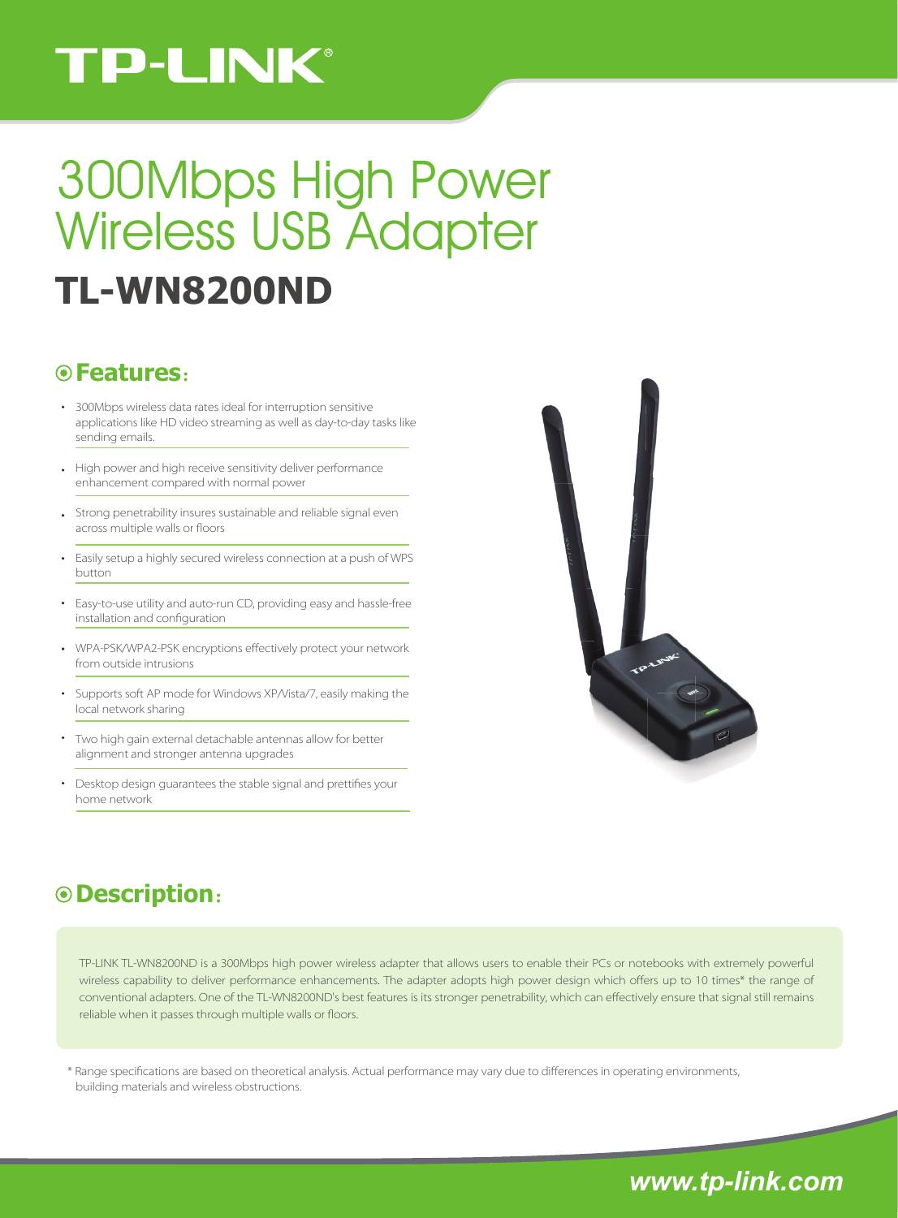TP-LINK®

# 300Mbps High Power Wireless USB Adapter

## TL-WN8200ND

### Features:

- 300Mbps wireless data rates ideal for interruption sensitive applications like HD video streaming as well as day-to-day tasks like sending emails.
- High power and high receive sensitivity deliver performance enhancement compared with normal power
- Strong penetrability insures sustainable and reliable signal even across multiple walls or floors
- Easily setup a highly secured wireless connection at a push of WPS button
- Easy-to-use utility and auto-run CD, providing easy and hassle-free installation and configuration
- WPA-PSK/WPA2-PSK encryptions effectively protect your network from outside intrusions
- Supports soft AP mode for Windows XP/Vista/7, easily making the local network sharing
- Two high gain external detachable antennas allow for better alignment and stronger antenna upgrades
- Desktop design guarantees the stable signal and prettifies your home network

### Description:

TP-LINK TL-WN8200ND is a 300Mbps high power wireless adapter that allows users to enable their PCs or notebooks with extremely powerful wireless capability to deliver performance enhancements. The adapter adopts high power design which offers up to 10 times* the range of conventional adapters. One of the TL-WN8200ND's best features is its stronger penetrability, which can effectively ensure that signal still remains reliable when it passes through multiple walls or floors.

* Range specifications are based on theoretical analysis. Actual performance may vary due to differences in operating environments, building materials and wireless obstructions.

www.tp-link.com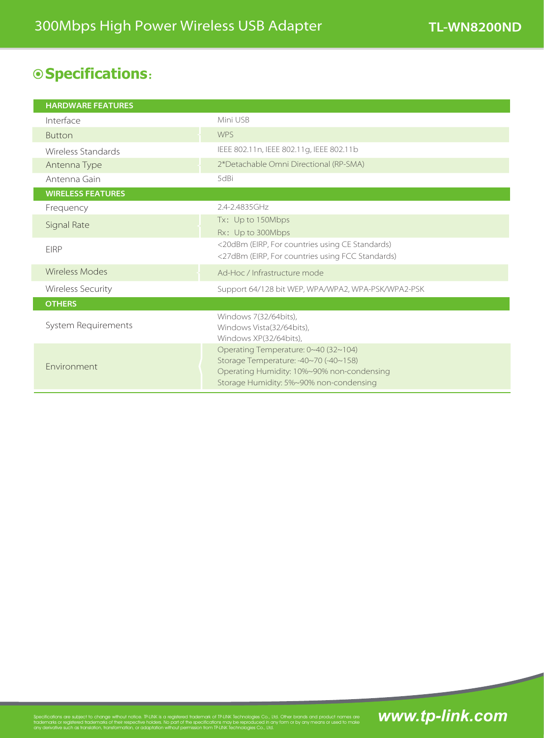## Specifications:

| HARDWARE FEATURES | |
|---|---|
| Interface | Mini USB |
| Button | WPS |
| Wireless Standards | IEEE 802.11n, IEEE 802.11g, IEEE 802.11b |
| Antenna Type | 2*Detachable Omni Directional (RP-SMA) |
| Antenna Gain | 5dBi |
| **WIRELESS FEATURES** | |
| Frequency | 2.4-2.4835GHz |
| Signal Rate | Tx：Up to 150Mbps<br>Rx：Up to 300Mbps |
| EIRP | <20dBm (EIRP, For countries using CE Standards)<br><27dBm (EIRP, For countries using FCC Standards) |
| Wireless Modes | Ad-Hoc / Infrastructure mode |
| Wireless Security | Support 64/128 bit WEP, WPA/WPA2, WPA-PSK/WPA2-PSK |
| **OTHERS** | |
| System Requirements | Windows 7(32/64bits),<br>Windows Vista(32/64bits),<br>Windows XP(32/64bits), |
| Environment | Operating Temperature: 0~40 (32~104)<br>Storage Temperature: -40~70 (-40~158)<br>Operating Humidity: 10%~90% non-condensing<br>Storage Humidity: 5%~90% non-condensing |

Specifications are subject to change without notice. TP-LINK is a registered trademark of TP-LINK Technologies Co., Ltd. Other brands and product names are trademarks or registered trademarks of their respective holders. No part of the specifications may be reproduced in any form or by any means or used to make any derivative such as translation, transformation, or adaptation without permission from TP-LINK Technologies Co., Ltd.

**www.tp-link.com**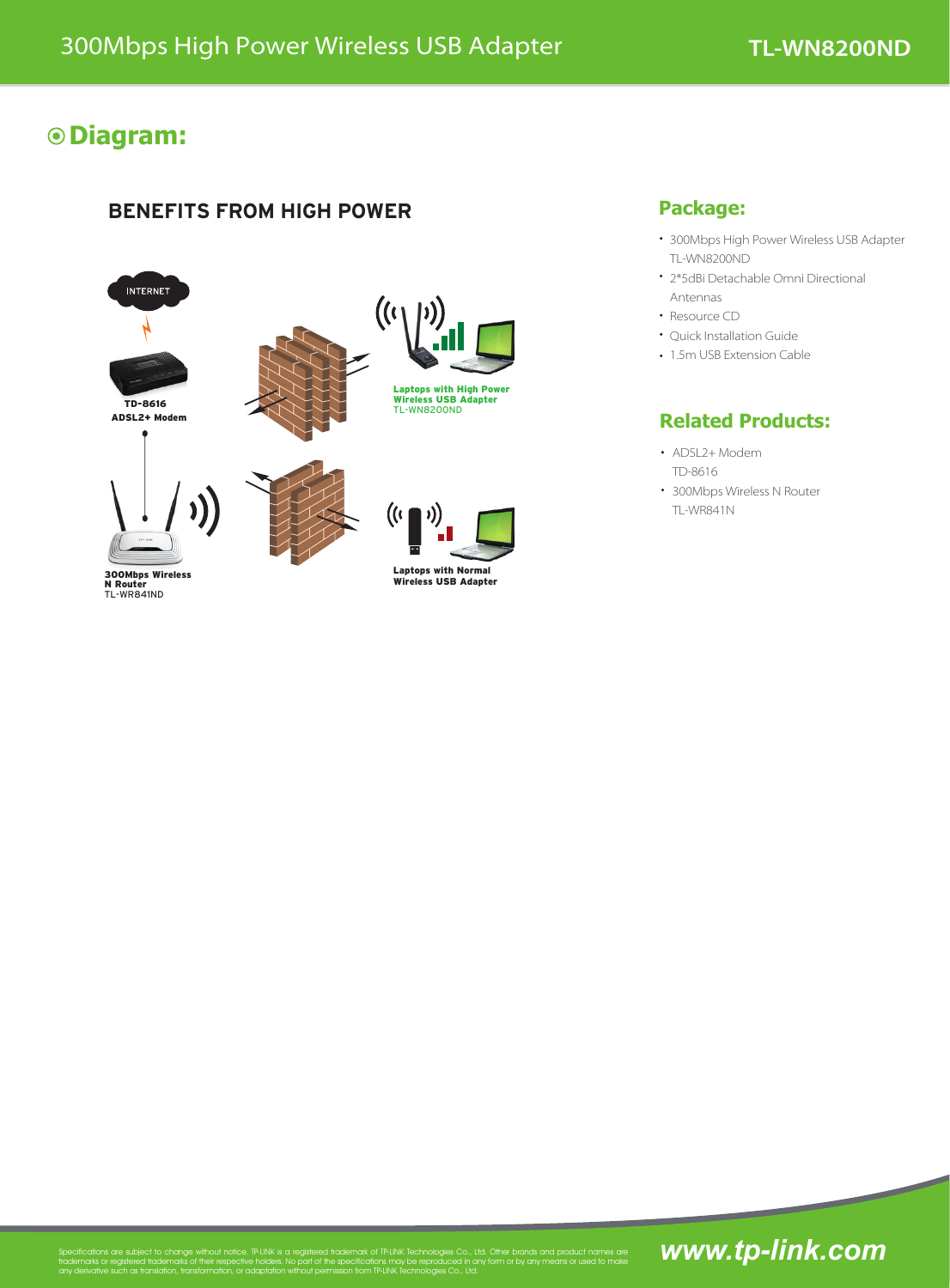## ⦿ Diagram:

### BENEFITS FROM HIGH POWER

INTERNET

TD-8616
ADSL2+ Modem

Laptops with High Power Wireless USB Adapter
TL-WN8200ND

300Mbps Wireless N Router
TL-WR841ND

Laptops with Normal Wireless USB Adapter

## Package:

- 300Mbps High Power Wireless USB Adapter TL-WN8200ND
- 2*5dBi Detachable Omni Directional Antennas
- Resource CD
- Quick Installation Guide
- 1.5m USB Extension Cable

## Related Products:

- ADSL2+ Modem TD-8616
- 300Mbps Wireless N Router TL-WR841N

Specifications are subject to change without notice. TP-LINK is a registered trademark of TP-LINK Technologies Co., Ltd. Other brands and product names are trademarks or registered trademarks of their respective holders. No part of the specifications may be reproduced in any form or by any means or used to make any derivative such as translation, transformation, or adaptation without permission from TP-LINK Technologies Co., Ltd.

www.tp-link.com